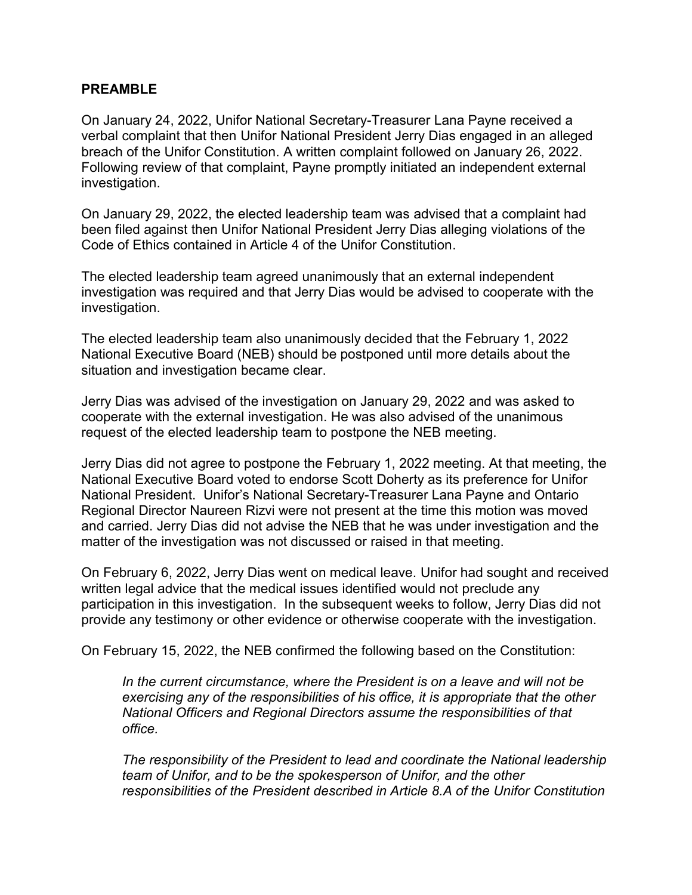## PREAMBLE

On January 24, 2022, Unifor National Secretary-Treasurer Lana Payne received a verbal complaint that then Unifor National President Jerry Dias engaged in an alleged breach of the Unifor Constitution. A written complaint followed on January 26, 2022. Following review of that complaint, Payne promptly initiated an independent external investigation.

On January 29, 2022, the elected leadership team was advised that a complaint had been filed against then Unifor National President Jerry Dias alleging violations of the Code of Ethics contained in Article 4 of the Unifor Constitution.

The elected leadership team agreed unanimously that an external independent investigation was required and that Jerry Dias would be advised to cooperate with the investigation.

The elected leadership team also unanimously decided that the February 1, 2022 National Executive Board (NEB) should be postponed until more details about the situation and investigation became clear.

Jerry Dias was advised of the investigation on January 29, 2022 and was asked to cooperate with the external investigation. He was also advised of the unanimous request of the elected leadership team to postpone the NEB meeting.

Jerry Dias did not agree to postpone the February 1, 2022 meeting. At that meeting, the National Executive Board voted to endorse Scott Doherty as its preference for Unifor National President. Unifor's National Secretary-Treasurer Lana Payne and Ontario Regional Director Naureen Rizvi were not present at the time this motion was moved and carried. Jerry Dias did not advise the NEB that he was under investigation and the matter of the investigation was not discussed or raised in that meeting.

On February 6, 2022, Jerry Dias went on medical leave. Unifor had sought and received written legal advice that the medical issues identified would not preclude any participation in this investigation. In the subsequent weeks to follow, Jerry Dias did not provide any testimony or other evidence or otherwise cooperate with the investigation.

On February 15, 2022, the NEB confirmed the following based on the Constitution:

> *In the current circumstance, where the President is on a leave and will not be exercising any of the responsibilities of his office, it is appropriate that the other National Officers and Regional Directors assume the responsibilities of that office.*
>
> *The responsibility of the President to lead and coordinate the National leadership team of Unifor, and to be the spokesperson of Unifor, and the other responsibilities of the President described in Article 8.A of the Unifor Constitution*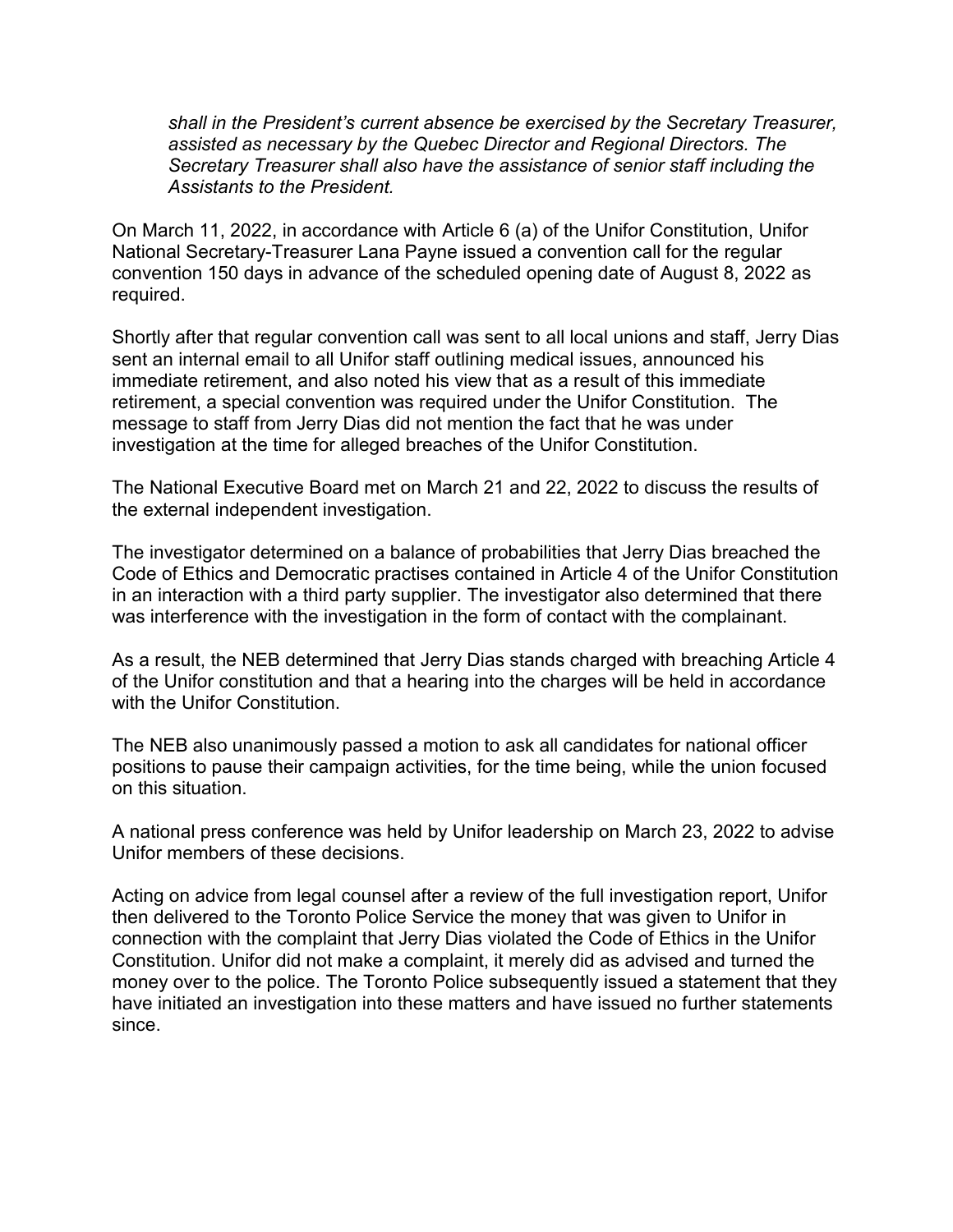*shall in the President's current absence be exercised by the Secretary Treasurer, assisted as necessary by the Quebec Director and Regional Directors. The Secretary Treasurer shall also have the assistance of senior staff including the Assistants to the President.*

On March 11, 2022, in accordance with Article 6 (a) of the Unifor Constitution, Unifor National Secretary-Treasurer Lana Payne issued a convention call for the regular convention 150 days in advance of the scheduled opening date of August 8, 2022 as required.

Shortly after that regular convention call was sent to all local unions and staff, Jerry Dias sent an internal email to all Unifor staff outlining medical issues, announced his immediate retirement, and also noted his view that as a result of this immediate retirement, a special convention was required under the Unifor Constitution. The message to staff from Jerry Dias did not mention the fact that he was under investigation at the time for alleged breaches of the Unifor Constitution.

The National Executive Board met on March 21 and 22, 2022 to discuss the results of the external independent investigation.

The investigator determined on a balance of probabilities that Jerry Dias breached the Code of Ethics and Democratic practises contained in Article 4 of the Unifor Constitution in an interaction with a third party supplier. The investigator also determined that there was interference with the investigation in the form of contact with the complainant.

As a result, the NEB determined that Jerry Dias stands charged with breaching Article 4 of the Unifor constitution and that a hearing into the charges will be held in accordance with the Unifor Constitution.

The NEB also unanimously passed a motion to ask all candidates for national officer positions to pause their campaign activities, for the time being, while the union focused on this situation.

A national press conference was held by Unifor leadership on March 23, 2022 to advise Unifor members of these decisions.

Acting on advice from legal counsel after a review of the full investigation report, Unifor then delivered to the Toronto Police Service the money that was given to Unifor in connection with the complaint that Jerry Dias violated the Code of Ethics in the Unifor Constitution. Unifor did not make a complaint, it merely did as advised and turned the money over to the police. The Toronto Police subsequently issued a statement that they have initiated an investigation into these matters and have issued no further statements since.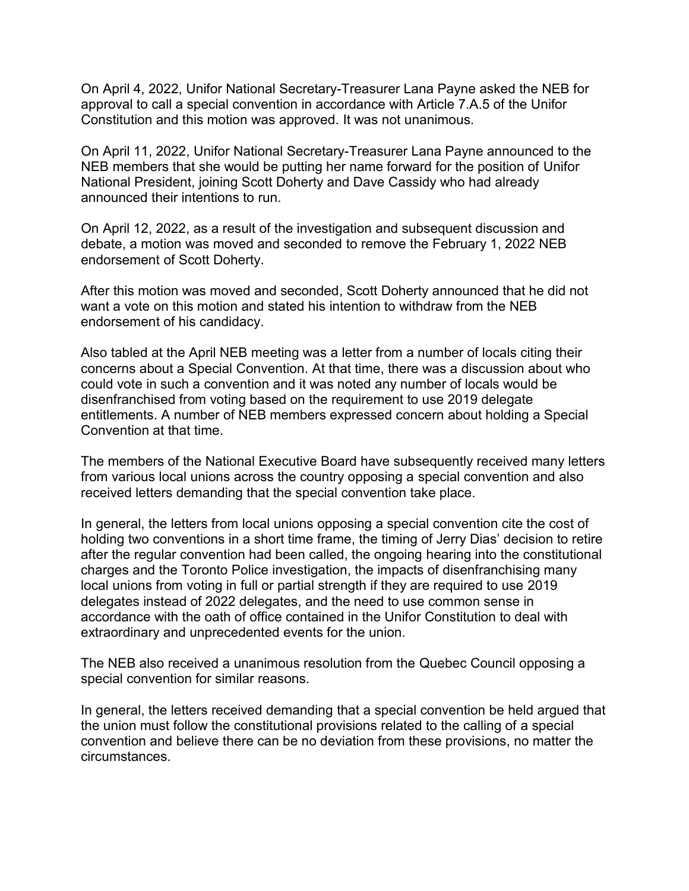On April 4, 2022, Unifor National Secretary-Treasurer Lana Payne asked the NEB for approval to call a special convention in accordance with Article 7.A.5 of the Unifor Constitution and this motion was approved. It was not unanimous.

On April 11, 2022, Unifor National Secretary-Treasurer Lana Payne announced to the NEB members that she would be putting her name forward for the position of Unifor National President, joining Scott Doherty and Dave Cassidy who had already announced their intentions to run.

On April 12, 2022, as a result of the investigation and subsequent discussion and debate, a motion was moved and seconded to remove the February 1, 2022 NEB endorsement of Scott Doherty.

After this motion was moved and seconded, Scott Doherty announced that he did not want a vote on this motion and stated his intention to withdraw from the NEB endorsement of his candidacy.

Also tabled at the April NEB meeting was a letter from a number of locals citing their concerns about a Special Convention. At that time, there was a discussion about who could vote in such a convention and it was noted any number of locals would be disenfranchised from voting based on the requirement to use 2019 delegate entitlements. A number of NEB members expressed concern about holding a Special Convention at that time.

The members of the National Executive Board have subsequently received many letters from various local unions across the country opposing a special convention and also received letters demanding that the special convention take place.

In general, the letters from local unions opposing a special convention cite the cost of holding two conventions in a short time frame, the timing of Jerry Dias' decision to retire after the regular convention had been called, the ongoing hearing into the constitutional charges and the Toronto Police investigation, the impacts of disenfranchising many local unions from voting in full or partial strength if they are required to use 2019 delegates instead of 2022 delegates, and the need to use common sense in accordance with the oath of office contained in the Unifor Constitution to deal with extraordinary and unprecedented events for the union.

The NEB also received a unanimous resolution from the Quebec Council opposing a special convention for similar reasons.

In general, the letters received demanding that a special convention be held argued that the union must follow the constitutional provisions related to the calling of a special convention and believe there can be no deviation from these provisions, no matter the circumstances.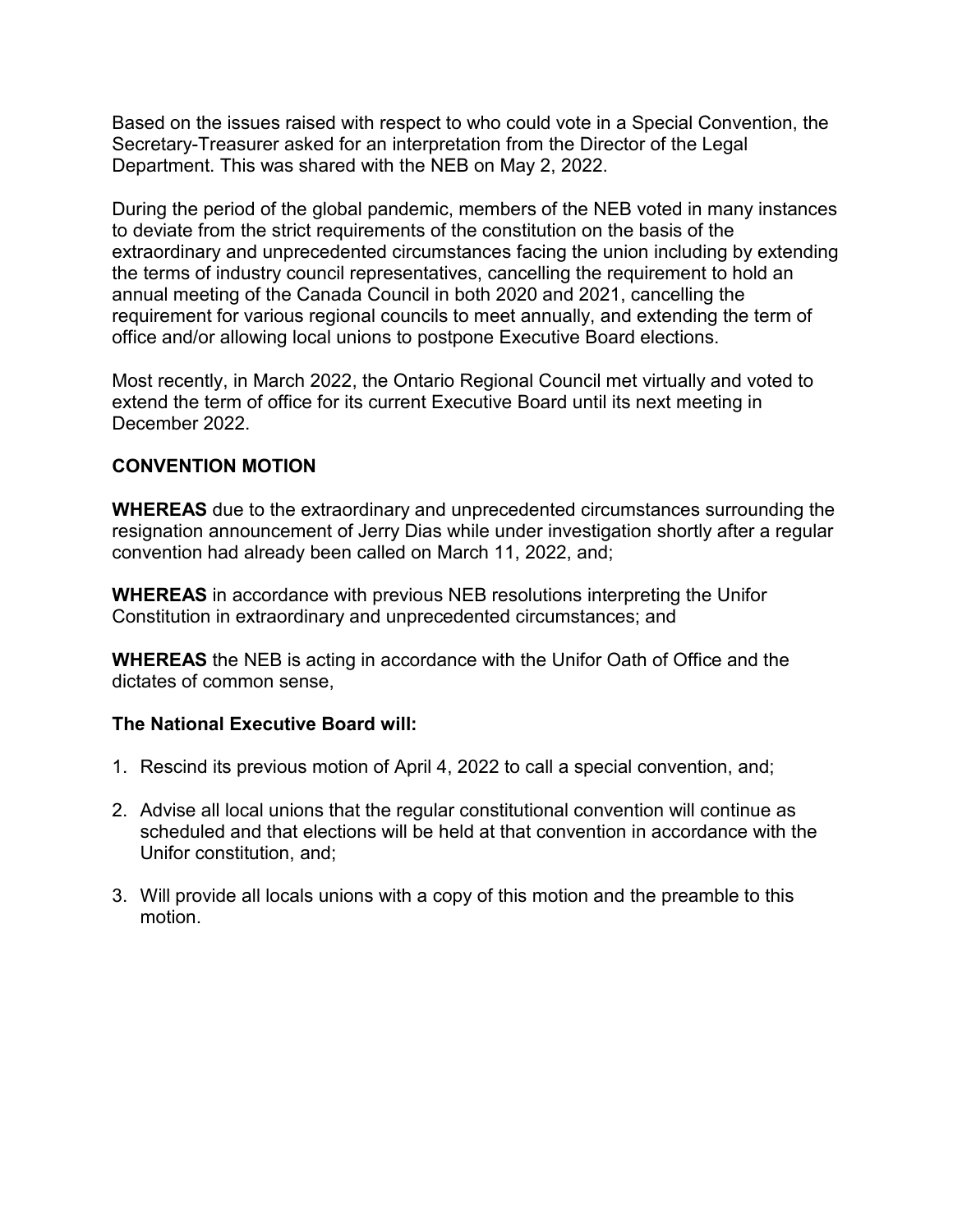Based on the issues raised with respect to who could vote in a Special Convention, the Secretary-Treasurer asked for an interpretation from the Director of the Legal Department. This was shared with the NEB on May 2, 2022.

During the period of the global pandemic, members of the NEB voted in many instances to deviate from the strict requirements of the constitution on the basis of the extraordinary and unprecedented circumstances facing the union including by extending the terms of industry council representatives, cancelling the requirement to hold an annual meeting of the Canada Council in both 2020 and 2021, cancelling the requirement for various regional councils to meet annually, and extending the term of office and/or allowing local unions to postpone Executive Board elections.

Most recently, in March 2022, the Ontario Regional Council met virtually and voted to extend the term of office for its current Executive Board until its next meeting in December 2022.

## CONVENTION MOTION

**WHEREAS** due to the extraordinary and unprecedented circumstances surrounding the resignation announcement of Jerry Dias while under investigation shortly after a regular convention had already been called on March 11, 2022, and;

**WHEREAS** in accordance with previous NEB resolutions interpreting the Unifor Constitution in extraordinary and unprecedented circumstances; and

**WHEREAS** the NEB is acting in accordance with the Unifor Oath of Office and the dictates of common sense,

**The National Executive Board will:**

1. Rescind its previous motion of April 4, 2022 to call a special convention, and;
2. Advise all local unions that the regular constitutional convention will continue as scheduled and that elections will be held at that convention in accordance with the Unifor constitution, and;
3. Will provide all locals unions with a copy of this motion and the preamble to this motion.